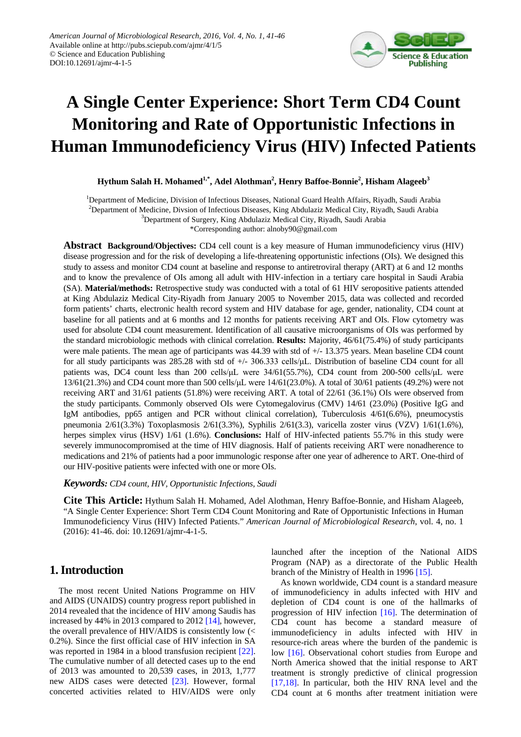American Journal of Microbiological Research, 2016, Vol. 4, No. 1, 41-46
Available online at http://pubs.sciepub.com/ajmr/4/1/5
© Science and Education Publishing
DOI:10.12691/ajmr-4-1-5

# A Single Center Experience: Short Term CD4 Count Monitoring and Rate of Opportunistic Infections in Human Immunodeficiency Virus (HIV) Infected Patients

**Hythum Salah H. Mohamed[1,*], Adel Alothman[2], Henry Baffoe-Bonnie[2], Hisham Alageeb[3]**

[1]Department of Medicine, Division of Infectious Diseases, National Guard Health Affairs, Riyadh, Saudi Arabia
[2]Department of Medicine, Divsion of Infectious Diseases, King Abdulaziz Medical City, Riyadh, Saudi Arabia
[3]Department of Surgery, King Abdulaziz Medical City, Riyadh, Saudi Arabia
*Corresponding author: alnoby90@gmail.com

**Abstract** **Background/Objectives:** CD4 cell count is a key measure of Human immunodeficiency virus (HIV) disease progression and for the risk of developing a life-threatening opportunistic infections (OIs). We designed this study to assess and monitor CD4 count at baseline and response to antiretroviral therapy (ART) at 6 and 12 months and to know the prevalence of OIs among all adult with HIV-infection in a tertiary care hospital in Saudi Arabia (SA). **Material/methods:** Retrospective study was conducted with a total of 61 HIV seropositive patients attended at King Abdulaziz Medical City-Riyadh from January 2005 to November 2015, data was collected and recorded form patients' charts, electronic health record system and HIV database for age, gender, nationality, CD4 count at baseline for all patients and at 6 months and 12 months for patients receiving ART and OIs. Flow cytometry was used for absolute CD4 count measurement. Identification of all causative microorganisms of OIs was performed by the standard microbiologic methods with clinical correlation. **Results:** Majority, 46/61(75.4%) of study participants were male patients. The mean age of participants was 44.39 with std of +/- 13.375 years. Mean baseline CD4 count for all study participants was 285.28 with std of +/- 306.333 cells/μL. Distribution of baseline CD4 count for all patients was, DC4 count less than 200 cells/μL were 34/61(55.7%), CD4 count from 200-500 cells/μL were 13/61(21.3%) and CD4 count more than 500 cells/μL were 14/61(23.0%). A total of 30/61 patients (49.2%) were not receiving ART and 31/61 patients (51.8%) were receiving ART. A total of 22/61 (36.1%) OIs were observed from the study participants. Commonly observed OIs were Cytomegalovirus (CMV) 14/61 (23.0%) (Positive IgG and IgM antibodies, pp65 antigen and PCR without clinical correlation), Tuberculosis 4/61(6.6%), pneumocystis pneumonia 2/61(3.3%) Toxoplasmosis 2/61(3.3%), Syphilis 2/61(3.3), varicella zoster virus (VZV) 1/61(1.6%), herpes simplex virus (HSV) 1/61 (1.6%). **Conclusions:** Half of HIV-infected patients 55.7% in this study were severely immunocompromised at the time of HIV diagnosis. Half of patients receiving ART were nonadherence to medications and 21% of patients had a poor immunologic response after one year of adherence to ART. One-third of our HIV-positive patients were infected with one or more OIs.

***Keywords:*** *CD4 count, HIV, Opportunistic Infections, Saudi*

**Cite This Article:** Hythum Salah H. Mohamed, Adel Alothman, Henry Baffoe-Bonnie, and Hisham Alageeb, "A Single Center Experience: Short Term CD4 Count Monitoring and Rate of Opportunistic Infections in Human Immunodeficiency Virus (HIV) Infected Patients." *American Journal of Microbiological Research*, vol. 4, no. 1 (2016): 41-46. doi: 10.12691/ajmr-4-1-5.

## 1. Introduction

The most recent United Nations Programme on HIV and AIDS (UNAIDS) country progress report published in 2014 revealed that the incidence of HIV among Saudis has increased by 44% in 2013 compared to 2012 [14], however, the overall prevalence of HIV/AIDS is consistently low (< 0.2%). Since the first official case of HIV infection in SA was reported in 1984 in a blood transfusion recipient [22]. The cumulative number of all detected cases up to the end of 2013 was amounted to 20,539 cases, in 2013, 1,777 new AIDS cases were detected [23]. However, formal concerted activities related to HIV/AIDS were only launched after the inception of the National AIDS Program (NAP) as a directorate of the Public Health branch of the Ministry of Health in 1996 [15].

As known worldwide, CD4 count is a standard measure of immunodeficiency in adults infected with HIV and depletion of CD4 count is one of the hallmarks of progression of HIV infection [16]. The determination of CD4 count has become a standard measure of immunodeficiency in adults infected with HIV in resource-rich areas where the burden of the pandemic is low [16]. Observational cohort studies from Europe and North America showed that the initial response to ART treatment is strongly predictive of clinical progression [17,18]. In particular, both the HIV RNA level and the CD4 count at 6 months after treatment initiation were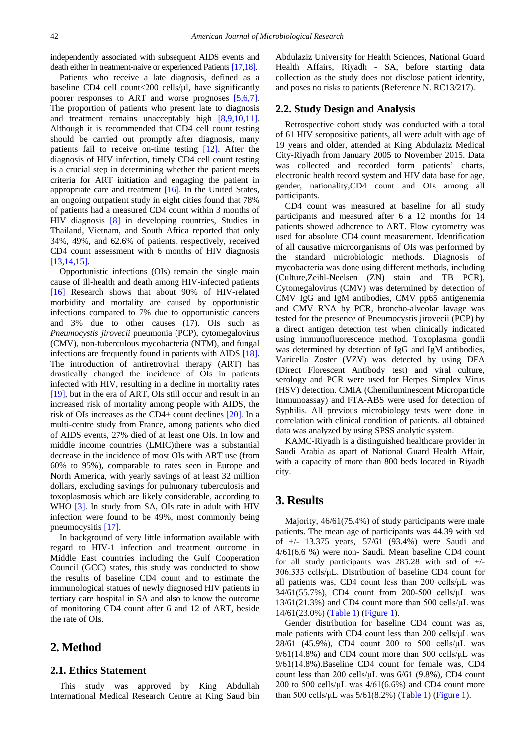independently associated with subsequent AIDS events and death either in treatment-naive or experienced Patients [17,18].

Patients who receive a late diagnosis, defined as a baseline CD4 cell count<200 cells/µl, have significantly poorer responses to ART and worse prognoses [5,6,7]. The proportion of patients who present late to diagnosis and treatment remains unacceptably high [8,9,10,11]. Although it is recommended that CD4 cell count testing should be carried out promptly after diagnosis, many patients fail to receive on-time testing [12]. After the diagnosis of HIV infection, timely CD4 cell count testing is a crucial step in determining whether the patient meets criteria for ART initiation and engaging the patient in appropriate care and treatment [16]. In the United States, an ongoing outpatient study in eight cities found that 78% of patients had a measured CD4 count within 3 months of HIV diagnosis [8] in developing countries, Studies in Thailand, Vietnam, and South Africa reported that only 34%, 49%, and 62.6% of patients, respectively, received CD4 count assessment with 6 months of HIV diagnosis [13,14,15].

Opportunistic infections (OIs) remain the single main cause of ill-health and death among HIV-infected patients [16] Research shows that about 90% of HIV-related morbidity and mortality are caused by opportunistic infections compared to 7% due to opportunistic cancers and 3% due to other causes (17). OIs such as *Pneumocystis jirovecii* pneumonia (PCP), cytomegalovirus (CMV), non-tuberculous mycobacteria (NTM), and fungal infections are frequently found in patients with AIDS [18]. The introduction of antiretroviral therapy (ART) has drastically changed the incidence of OIs in patients infected with HIV, resulting in a decline in mortality rates [19], but in the era of ART, OIs still occur and result in an increased risk of mortality among people with AIDS, the risk of OIs increases as the CD4+ count declines [20]. In a multi-centre study from France, among patients who died of AIDS events, 27% died of at least one OIs. In low and middle income countries (LMIC)there was a substantial decrease in the incidence of most OIs with ART use (from 60% to 95%), comparable to rates seen in Europe and North America, with yearly savings of at least 32 million dollars, excluding savings for pulmonary tuberculosis and toxoplasmosis which are likely considerable, according to WHO [3]. In study from SA, OIs rate in adult with HIV infection were found to be 49%, most commonly being pneumocysitis [17].

In background of very little information available with regard to HIV-1 infection and treatment outcome in Middle East countries including the Gulf Cooperation Council (GCC) states, this study was conducted to show the results of baseline CD4 count and to estimate the immunological statues of newly diagnosed HIV patients in tertiary care hospital in SA and also to know the outcome of monitoring CD4 count after 6 and 12 of ART, beside the rate of OIs.

# 2. Method

## 2.1. Ethics Statement

This study was approved by King Abdullah International Medical Research Centre at King Saud bin Abdulaziz University for Health Sciences, National Guard Health Affairs, Riyadh - SA, before starting data collection as the study does not disclose patient identity, and poses no risks to patients (Reference N. RC13/217).

## 2.2. Study Design and Analysis

Retrospective cohort study was conducted with a total of 61 HIV seropositive patients, all were adult with age of 19 years and older, attended at King Abdulaziz Medical City-Riyadh from January 2005 to November 2015. Data was collected and recorded form patients' charts, electronic health record system and HIV data base for age, gender, nationality,CD4 count and OIs among all participants.

CD4 count was measured at baseline for all study participants and measured after 6 a 12 months for 14 patients showed adherence to ART. Flow cytometry was used for absolute CD4 count measurement. Identification of all causative microorganisms of OIs was performed by the standard microbiologic methods. Diagnosis of mycobacteria was done using different methods, including (Culture,Zeihl-Neelsen (ZN) stain and TB PCR), Cytomegalovirus (CMV) was determined by detection of CMV IgG and IgM antibodies, CMV pp65 antigenemia and CMV RNA by PCR, broncho-alveolar lavage was tested for the presence of Pneumocystis jirovecii (PCP) by a direct antigen detection test when clinically indicated using immunofluorescence method. Toxoplasma gondii was determined by detection of IgG and IgM antibodies, Varicella Zoster (VZV) was detected by using DFA (Direct Florescent Antibody test) and viral culture, serology and PCR were used for Herpes Simplex Virus (HSV) detection. CMIA (Chemiluminescent Microparticle Immunoassay) and FTA-ABS were used for detection of Syphilis. All previous microbiology tests were done in correlation with clinical condition of patients. all obtained data was analyzed by using SPSS analytic system.

KAMC-Riyadh is a distinguished healthcare provider in Saudi Arabia as apart of National Guard Health Affair, with a capacity of more than 800 beds located in Riyadh city.

# 3. Results

Majority, 46/61(75.4%) of study participants were male patients. The mean age of participants was 44.39 with std of +/- 13.375 years, 57/61 (93.4%) were Saudi and 4/61(6.6 %) were non- Saudi. Mean baseline CD4 count for all study participants was 285.28 with std of +/- 306.333 cells/µL. Distribution of baseline CD4 count for all patients was, CD4 count less than 200 cells/µL was 34/61(55.7%), CD4 count from 200-500 cells/µL was 13/61(21.3%) and CD4 count more than 500 cells/µL was 14/61(23.0%) (Table 1) (Figure 1).

Gender distribution for baseline CD4 count was as, male patients with CD4 count less than 200 cells/µL was 28/61 (45.9%), CD4 count 200 to 500 cells/µL was 9/61(14.8%) and CD4 count more than 500 cells/µL was 9/61(14.8%).Baseline CD4 count for female was, CD4 count less than 200 cells/µL was 6/61 (9.8%), CD4 count 200 to 500 cells/µL was 4/61(6.6%) and CD4 count more than 500 cells/µL was 5/61(8.2%) (Table 1) (Figure 1).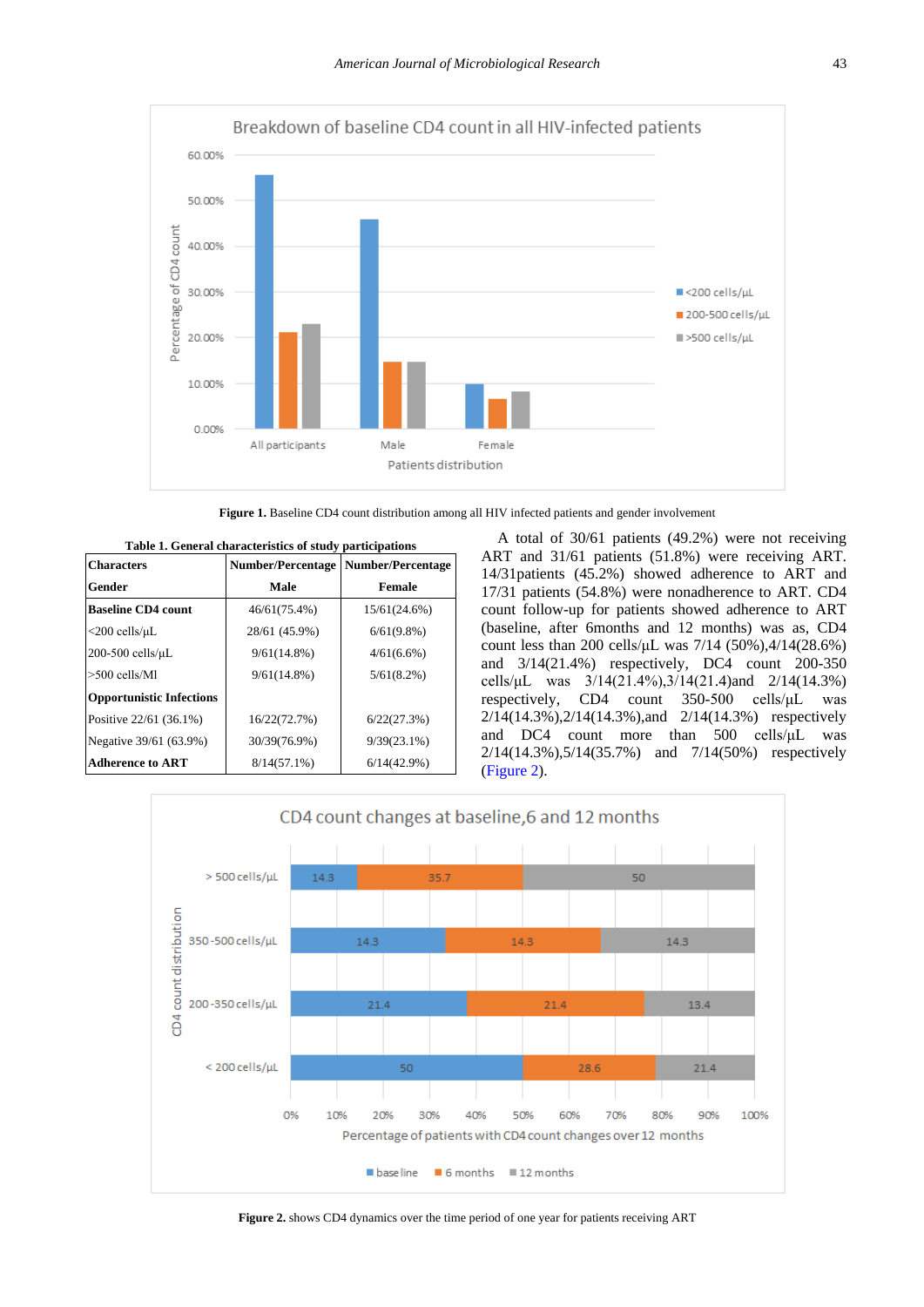Figure 1. Baseline CD4 count distribution among all HIV infected patients and gender involvement

**Table 1. General characteristics of study participations**

| Characters | Number/Percentage | Number/Percentage |
|---|---|---|
| **Gender** | **Male** | **Female** |
| **Baseline CD4 count** | 46/61(75.4%) | 15/61(24.6%) |
| <200 cells/µL | 28/61 (45.9%) | 6/61(9.8%) |
| 200-500 cells/µL | 9/61(14.8%) | 4/61(6.6%) |
| >500 cells/Ml | 9/61(14.8%) | 5/61(8.2%) |
| **Opportunistic Infections** | | |
| Positive 22/61 (36.1%) | 16/22(72.7%) | 6/22(27.3%) |
| Negative 39/61 (63.9%) | 30/39(76.9%) | 9/39(23.1%) |
| **Adherence to ART** | 8/14(57.1%) | 6/14(42.9%) |

A total of 30/61 patients (49.2%) were not receiving ART and 31/61 patients (51.8%) were receiving ART. 14/31patients (45.2%) showed adherence to ART and 17/31 patients (54.8%) were nonadherence to ART. CD4 count follow-up for patients showed adherence to ART (baseline, after 6months and 12 months) was as, CD4 count less than 200 cells/µL was 7/14 (50%),4/14(28.6%) and 3/14(21.4%) respectively, DC4 count 200-350 cells/µL was 3/14(21.4%),3/14(21.4)and 2/14(14.3%) respectively, CD4 count 350-500 cells/µL was 2/14(14.3%),2/14(14.3%),and 2/14(14.3%) respectively and DC4 count more than 500 cells/µL was 2/14(14.3%),5/14(35.7%) and 7/14(50%) respectively (Figure 2).

**Figure 2.** shows CD4 dynamics over the time period of one year for patients receiving ART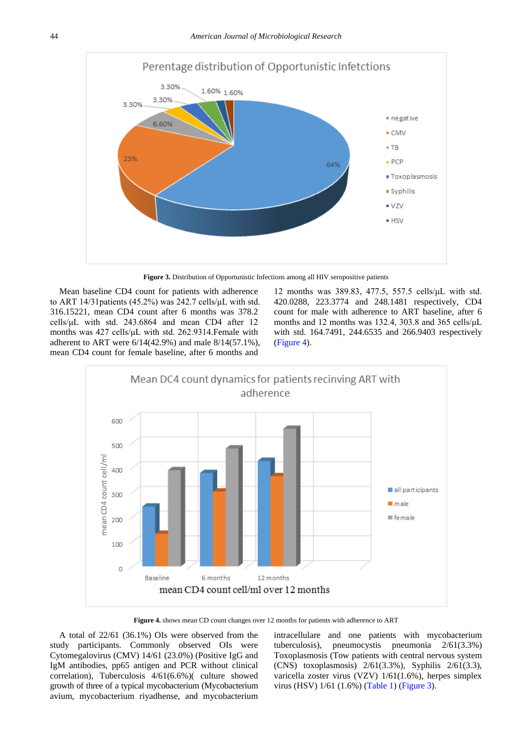**Figure 3.** Distribution of Opportunistic Infections among all HIV seropositive patients

Mean baseline CD4 count for patients with adherence to ART 14/31patients (45.2%) was 242.7 cells/μL with std. 316.15221, mean CD4 count after 6 months was 378.2 cells/μL with std. 243.6864 and mean CD4 after 12 months was 427 cells/μL with std. 262.9314.Female with adherent to ART were 6/14(42.9%) and male 8/14(57.1%), mean CD4 count for female baseline, after 6 months and 12 months was 389.83, 477.5, 557.5 cells/μL with std. 420.0288, 223.3774 and 248.1481 respectively, CD4 count for male with adherence to ART baseline, after 6 months and 12 months was 132.4, 303.8 and 365 cells/μL with std. 164.7491, 244.6535 and 266.9403 respectively (Figure 4).

**Figure 4.** shows mean CD count changes over 12 months for patients with adherence to ART

A total of 22/61 (36.1%) OIs were observed from the study participants. Commonly observed OIs were Cytomegalovirus (CMV) 14/61 (23.0%) (Positive IgG and IgM antibodies, pp65 antigen and PCR without clinical correlation), Tuberculosis 4/61(6.6%)( culture showed growth of three of a typical mycobacterium (Mycobacterium avium, mycobacterium riyadhense, and mycobacterium intracellulare and one patients with mycobacterium tuberculosis), pneumocystis pneumonia 2/61(3.3%) Toxoplasmosis (Tow patients with central nervous system (CNS) toxoplasmosis) 2/61(3.3%), Syphilis 2/61(3.3), varicella zoster virus (VZV) 1/61(1.6%), herpes simplex virus (HSV) 1/61 (1.6%) (Table 1) (Figure 3).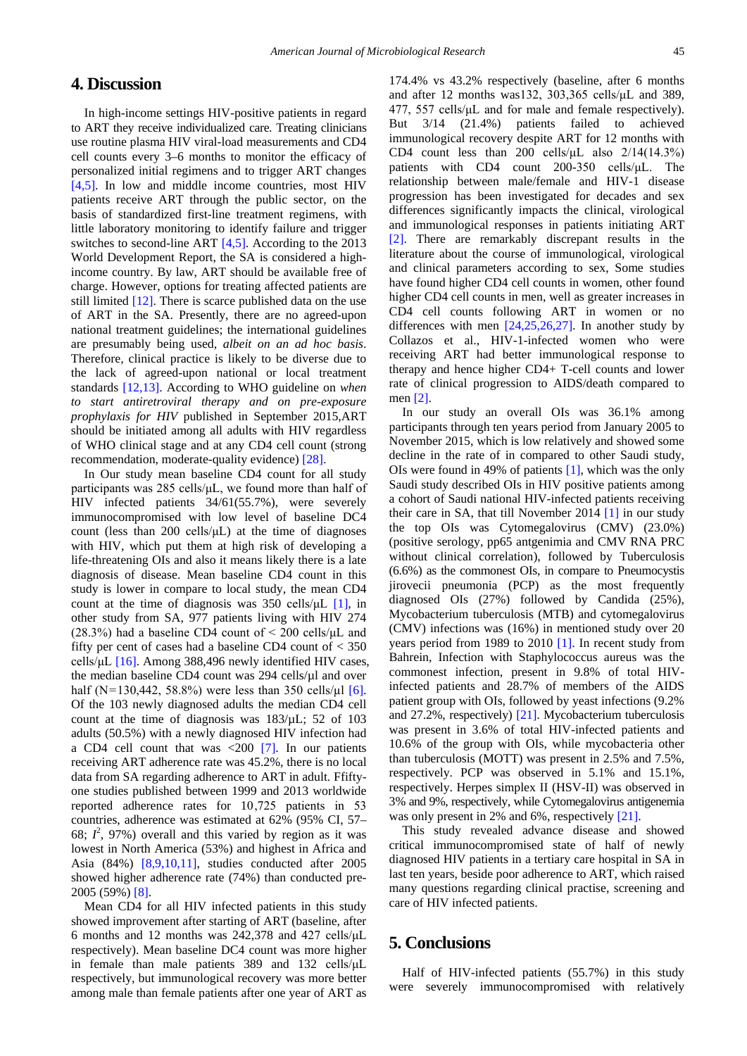## 4. Discussion

In high-income settings HIV-positive patients in regard to ART they receive individualized care. Treating clinicians use routine plasma HIV viral-load measurements and CD4 cell counts every 3–6 months to monitor the efficacy of personalized initial regimens and to trigger ART changes [4,5]. In low and middle income countries, most HIV patients receive ART through the public sector, on the basis of standardized first-line treatment regimens, with little laboratory monitoring to identify failure and trigger switches to second-line ART [4,5]. According to the 2013 World Development Report, the SA is considered a high-income country. By law, ART should be available free of charge. However, options for treating affected patients are still limited [12]. There is scarce published data on the use of ART in the SA. Presently, there are no agreed-upon national treatment guidelines; the international guidelines are presumably being used, *albeit on an ad hoc basis*. Therefore, clinical practice is likely to be diverse due to the lack of agreed-upon national or local treatment standards [12,13]. According to WHO guideline on *when to start antiretroviral therapy and on pre-exposure prophylaxis for HIV* published in September 2015,ART should be initiated among all adults with HIV regardless of WHO clinical stage and at any CD4 cell count (strong recommendation, moderate-quality evidence) [28].

In Our study mean baseline CD4 count for all study participants was 285 cells/μL, we found more than half of HIV infected patients 34/61(55.7%), were severely immunocompromised with low level of baseline DC4 count (less than 200 cells/μL) at the time of diagnoses with HIV, which put them at high risk of developing a life-threatening OIs and also it means likely there is a late diagnosis of disease. Mean baseline CD4 count in this study is lower in compare to local study, the mean CD4 count at the time of diagnosis was 350 cells/μL [1], in other study from SA, 977 patients living with HIV 274 (28.3%) had a baseline CD4 count of < 200 cells/μL and fifty per cent of cases had a baseline CD4 count of < 350 cells/μL [16]. Among 388,496 newly identified HIV cases, the median baseline CD4 count was 294 cells/μl and over half (N=130,442, 58.8%) were less than 350 cells/μl [6]. Of the 103 newly diagnosed adults the median CD4 cell count at the time of diagnosis was 183/μL; 52 of 103 adults (50.5%) with a newly diagnosed HIV infection had a CD4 cell count that was <200 [7]. In our patients receiving ART adherence rate was 45.2%, there is no local data from SA regarding adherence to ART in adult. Ffifty-one studies published between 1999 and 2013 worldwide reported adherence rates for 10,725 patients in 53 countries, adherence was estimated at 62% (95% CI, 57–68; $I^2$, 97%) overall and this varied by region as it was lowest in North America (53%) and highest in Africa and Asia (84%) [8,9,10,11], studies conducted after 2005 showed higher adherence rate (74%) than conducted pre-2005 (59%) [8].

Mean CD4 for all HIV infected patients in this study showed improvement after starting of ART (baseline, after 6 months and 12 months was 242,378 and 427 cells/μL respectively). Mean baseline DC4 count was more higher in female than male patients 389 and 132 cells/μL respectively, but immunological recovery was more better among male than female patients after one year of ART as 174.4% vs 43.2% respectively (baseline, after 6 months and after 12 months was132, 303,365 cells/μL and 389, 477, 557 cells/μL and for male and female respectively). But 3/14 (21.4%) patients failed to achieved immunological recovery despite ART for 12 months with CD4 count less than 200 cells/μL also 2/14(14.3%) patients with CD4 count 200-350 cells/μL. The relationship between male/female and HIV-1 disease progression has been investigated for decades and sex differences significantly impacts the clinical, virological and immunological responses in patients initiating ART [2]. There are remarkably discrepant results in the literature about the course of immunological, virological and clinical parameters according to sex, Some studies have found higher CD4 cell counts in women, other found higher CD4 cell counts in men, well as greater increases in CD4 cell counts following ART in women or no differences with men [24,25,26,27]. In another study by Collazos et al., HIV-1-infected women who were receiving ART had better immunological response to therapy and hence higher CD4+ T-cell counts and lower rate of clinical progression to AIDS/death compared to men [2].

In our study an overall OIs was 36.1% among participants through ten years period from January 2005 to November 2015, which is low relatively and showed some decline in the rate of in compared to other Saudi study, OIs were found in 49% of patients [1], which was the only Saudi study described OIs in HIV positive patients among a cohort of Saudi national HIV-infected patients receiving their care in SA, that till November 2014 [1] in our study the top OIs was Cytomegalovirus (CMV) (23.0%) (positive serology, pp65 antgenimia and CMV RNA PRC without clinical correlation), followed by Tuberculosis (6.6%) as the commonest OIs, in compare to Pneumocystis jirovecii pneumonia (PCP) as the most frequently diagnosed OIs (27%) followed by Candida (25%), Mycobacterium tuberculosis (MTB) and cytomegalovirus (CMV) infections was (16%) in mentioned study over 20 years period from 1989 to 2010 [1]. In recent study from Bahrein, Infection with Staphylococcus aureus was the commonest infection, present in 9.8% of total HIV-infected patients and 28.7% of members of the AIDS patient group with OIs, followed by yeast infections (9.2% and 27.2%, respectively) [21]. Mycobacterium tuberculosis was present in 3.6% of total HIV-infected patients and 10.6% of the group with OIs, while mycobacteria other than tuberculosis (MOTT) was present in 2.5% and 7.5%, respectively. PCP was observed in 5.1% and 15.1%, respectively. Herpes simplex II (HSV-II) was observed in 3% and 9%, respectively, while Cytomegalovirus antigenemia was only present in 2% and 6%, respectively [21].

This study revealed advance disease and showed critical immunocompromised state of half of newly diagnosed HIV patients in a tertiary care hospital in SA in last ten years, beside poor adherence to ART, which raised many questions regarding clinical practise, screening and care of HIV infected patients.

## 5. Conclusions

Half of HIV-infected patients (55.7%) in this study were severely immunocompromised with relatively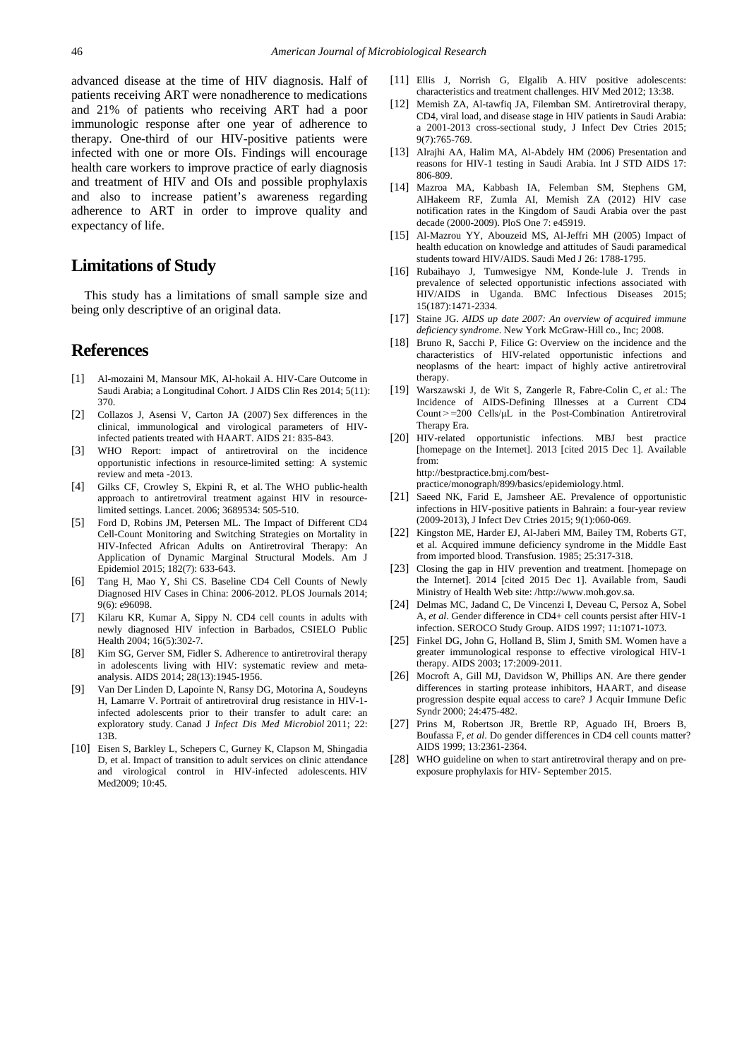advanced disease at the time of HIV diagnosis. Half of patients receiving ART were nonadherence to medications and 21% of patients who receiving ART had a poor immunologic response after one year of adherence to therapy. One-third of our HIV-positive patients were infected with one or more OIs. Findings will encourage health care workers to improve practice of early diagnosis and treatment of HIV and OIs and possible prophylaxis and also to increase patient's awareness regarding adherence to ART in order to improve quality and expectancy of life.

## Limitations of Study

This study has a limitations of small sample size and being only descriptive of an original data.

## References

[1] Al-mozaini M, Mansour MK, Al-hokail A. HIV-Care Outcome in Saudi Arabia; a Longitudinal Cohort. J AIDS Clin Res 2014; 5(11): 370.

[2] Collazos J, Asensi V, Carton JA (2007) Sex differences in the clinical, immunological and virological parameters of HIV-infected patients treated with HAART. AIDS 21: 835-843.

[3] WHO Report: impact of antiretroviral on the incidence opportunistic infections in resource-limited setting: A systemic review and meta -2013.

[4] Gilks CF, Crowley S, Ekpini R, et al. The WHO public-health approach to antiretroviral treatment against HIV in resource-limited settings. Lancet. 2006; 3689534: 505-510.

[5] Ford D, Robins JM, Petersen ML. The Impact of Different CD4 Cell-Count Monitoring and Switching Strategies on Mortality in HIV-Infected African Adults on Antiretroviral Therapy: An Application of Dynamic Marginal Structural Models. Am J Epidemiol 2015; 182(7): 633-643.

[6] Tang H, Mao Y, Shi CS. Baseline CD4 Cell Counts of Newly Diagnosed HIV Cases in China: 2006-2012. PLOS Journals 2014; 9(6): e96098.

[7] Kilaru KR, Kumar A, Sippy N. CD4 cell counts in adults with newly diagnosed HIV infection in Barbados, CSIELO Public Health 2004; 16(5):302-7.

[8] Kim SG, Gerver SM, Fidler S. Adherence to antiretroviral therapy in adolescents living with HIV: systematic review and meta-analysis. AIDS 2014; 28(13):1945-1956.

[9] Van Der Linden D, Lapointe N, Ransy DG, Motorina A, Soudeyns H, Lamarre V. Portrait of antiretroviral drug resistance in HIV-1-infected adolescents prior to their transfer to adult care: an exploratory study. Canad J *Infect Dis Med Microbiol* 2011; 22: 13B.

[10] Eisen S, Barkley L, Schepers C, Gurney K, Clapson M, Shingadia D, et al. Impact of transition to adult services on clinic attendance and virological control in HIV-infected adolescents. HIV Med2009; 10:45.

[11] Ellis J, Norrish G, Elgalib A. HIV positive adolescents: characteristics and treatment challenges. HIV Med 2012; 13:38.

[12] Memish ZA, Al-tawfiq JA, Filemban SM. Antiretroviral therapy, CD4, viral load, and disease stage in HIV patients in Saudi Arabia: a 2001-2013 cross-sectional study, J Infect Dev Ctries 2015; 9(7):765-769.

[13] Alrajhi AA, Halim MA, Al-Abdely HM (2006) Presentation and reasons for HIV-1 testing in Saudi Arabia. Int J STD AIDS 17: 806-809.

[14] Mazroa MA, Kabbash IA, Felemban SM, Stephens GM, AlHakeem RF, Zumla AI, Memish ZA (2012) HIV case notification rates in the Kingdom of Saudi Arabia over the past decade (2000-2009). PloS One 7: e45919.

[15] Al-Mazrou YY, Abouzeid MS, Al-Jeffri MH (2005) Impact of health education on knowledge and attitudes of Saudi paramedical students toward HIV/AIDS. Saudi Med J 26: 1788-1795.

[16] Rubaihayo J, Tumwesigye NM, Konde-lule J. Trends in prevalence of selected opportunistic infections associated with HIV/AIDS in Uganda. BMC Infectious Diseases 2015; 15(187):1471-2334.

[17] Staine JG. *AIDS up date 2007: An overview of acquired immune deficiency syndrome*. New York McGraw-Hill co., Inc; 2008.

[18] Bruno R, Sacchi P, Filice G: Overview on the incidence and the characteristics of HIV-related opportunistic infections and neoplasms of the heart: impact of highly active antiretroviral therapy.

[19] Warszawski J, de Wit S, Zangerle R, Fabre-Colin C, *et* al.: The Incidence of AIDS-Defining Illnesses at a Current CD4 Count＞=200 Cells/μL in the Post-Combination Antiretroviral Therapy Era.

[20] HIV-related opportunistic infections. MBJ best practice [homepage on the Internet]. 2013 [cited 2015 Dec 1]. Available from: http://bestpractice.bmj.com/best-practice/monograph/899/basics/epidemiology.html.

[21] Saeed NK, Farid E, Jamsheer AE. Prevalence of opportunistic infections in HIV-positive patients in Bahrain: a four-year review (2009-2013), J Infect Dev Ctries 2015; 9(1):060-069.

[22] Kingston ME, Harder EJ, Al-Jaberi MM, Bailey TM, Roberts GT, et al. Acquired immune deficiency syndrome in the Middle East from imported blood. Transfusion. 1985; 25:317-318.

[23] Closing the gap in HIV prevention and treatment. [homepage on the Internet]. 2014 [cited 2015 Dec 1]. Available from, Saudi Ministry of Health Web site: /http://www.moh.gov.sa.

[24] Delmas MC, Jadand C, De Vincenzi I, Deveau C, Persoz A, Sobel A, *et al*. Gender difference in CD4+ cell counts persist after HIV-1 infection. SEROCO Study Group. AIDS 1997; 11:1071-1073.

[25] Finkel DG, John G, Holland B, Slim J, Smith SM. Women have a greater immunological response to effective virological HIV-1 therapy. AIDS 2003; 17:2009-2011.

[26] Mocroft A, Gill MJ, Davidson W, Phillips AN. Are there gender differences in starting protease inhibitors, HAART, and disease progression despite equal access to care? J Acquir Immune Defic Syndr 2000; 24:475-482.

[27] Prins M, Robertson JR, Brettle RP, Aguado IH, Broers B, Boufassa F, *et al*. Do gender differences in CD4 cell counts matter? AIDS 1999; 13:2361-2364.

[28] WHO guideline on when to start antiretroviral therapy and on pre-exposure prophylaxis for HIV- September 2015.